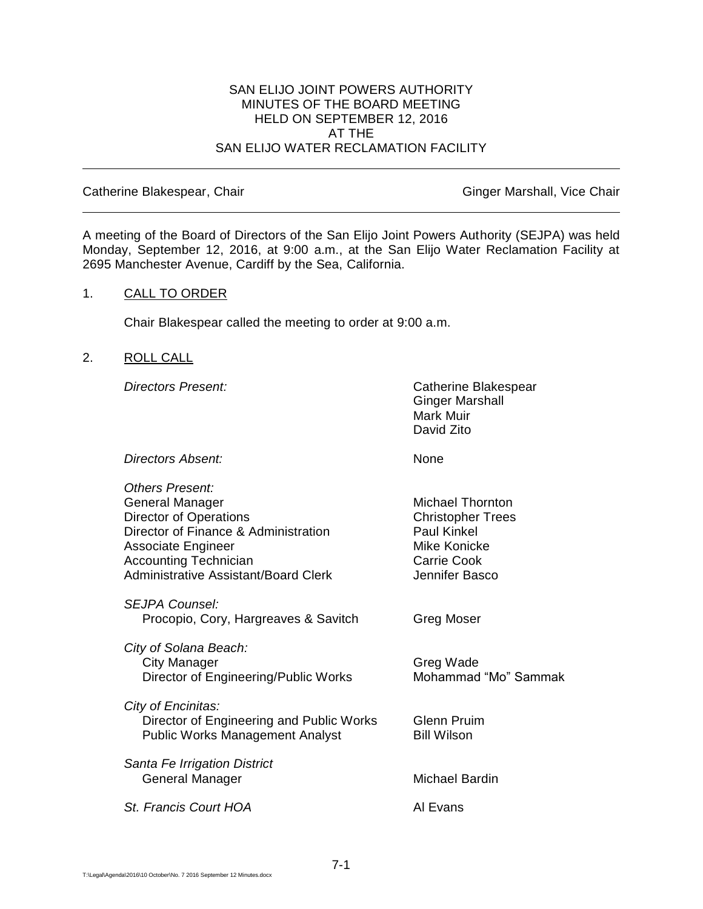# SAN ELIJO JOINT POWERS AUTHORITY
## MINUTES OF THE BOARD MEETING
## HELD ON SEPTEMBER 12, 2016
## AT THE
## SAN ELIJO WATER RECLAMATION FACILITY

---

Catherine Blakespear, Chair — Ginger Marshall, Vice Chair

---

A meeting of the Board of Directors of the San Elijo Joint Powers Authority (SEJPA) was held Monday, September 12, 2016, at 9:00 a.m., at the San Elijo Water Reclamation Facility at 2695 Manchester Avenue, Cardiff by the Sea, California.

1. CALL TO ORDER

   Chair Blakespear called the meeting to order at 9:00 a.m.

2. ROLL CALL

   *Directors Present:* Catherine Blakespear, Ginger Marshall, Mark Muir, David Zito

   *Directors Absent:* None

   *Others Present:*

   | | |
   |---|---|
   | General Manager | Michael Thornton |
   | Director of Operations | Christopher Trees |
   | Director of Finance & Administration | Paul Kinkel |
   | Associate Engineer | Mike Konicke |
   | Accounting Technician | Carrie Cook |
   | Administrative Assistant/Board Clerk | Jennifer Basco |

   *SEJPA Counsel:*

   | | |
   |---|---|
   | Procopio, Cory, Hargreaves & Savitch | Greg Moser |

   *City of Solana Beach:*

   | | |
   |---|---|
   | City Manager | Greg Wade |
   | Director of Engineering/Public Works | Mohammad "Mo" Sammak |

   *City of Encinitas:*

   | | |
   |---|---|
   | Director of Engineering and Public Works | Glenn Pruim |
   | Public Works Management Analyst | Bill Wilson |

   *Santa Fe Irrigation District*

   | | |
   |---|---|
   | General Manager | Michael Bardin |

   *St. Francis Court HOA* — Al Evans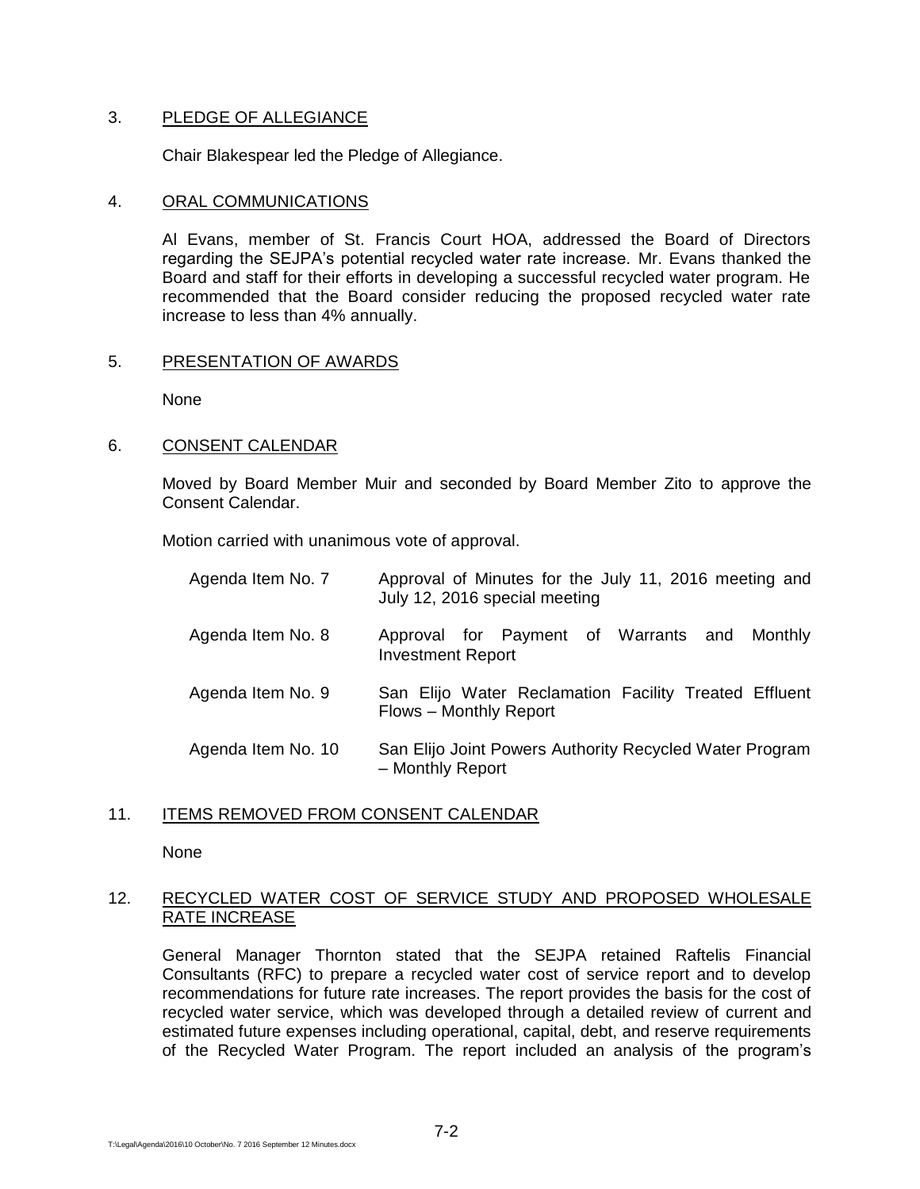3. PLEDGE OF ALLEGIANCE

Chair Blakespear led the Pledge of Allegiance.

4. ORAL COMMUNICATIONS

Al Evans, member of St. Francis Court HOA, addressed the Board of Directors regarding the SEJPA's potential recycled water rate increase. Mr. Evans thanked the Board and staff for their efforts in developing a successful recycled water program. He recommended that the Board consider reducing the proposed recycled water rate increase to less than 4% annually.

5. PRESENTATION OF AWARDS

None

6. CONSENT CALENDAR

Moved by Board Member Muir and seconded by Board Member Zito to approve the Consent Calendar.

Motion carried with unanimous vote of approval.

| | |
|---|---|
| Agenda Item No. 7 | Approval of Minutes for the July 11, 2016 meeting and July 12, 2016 special meeting |
| Agenda Item No. 8 | Approval for Payment of Warrants and Monthly Investment Report |
| Agenda Item No. 9 | San Elijo Water Reclamation Facility Treated Effluent Flows – Monthly Report |
| Agenda Item No. 10 | San Elijo Joint Powers Authority Recycled Water Program – Monthly Report |

11. ITEMS REMOVED FROM CONSENT CALENDAR

None

12. RECYCLED WATER COST OF SERVICE STUDY AND PROPOSED WHOLESALE RATE INCREASE

General Manager Thornton stated that the SEJPA retained Raftelis Financial Consultants (RFC) to prepare a recycled water cost of service report and to develop recommendations for future rate increases. The report provides the basis for the cost of recycled water service, which was developed through a detailed review of current and estimated future expenses including operational, capital, debt, and reserve requirements of the Recycled Water Program. The report included an analysis of the program's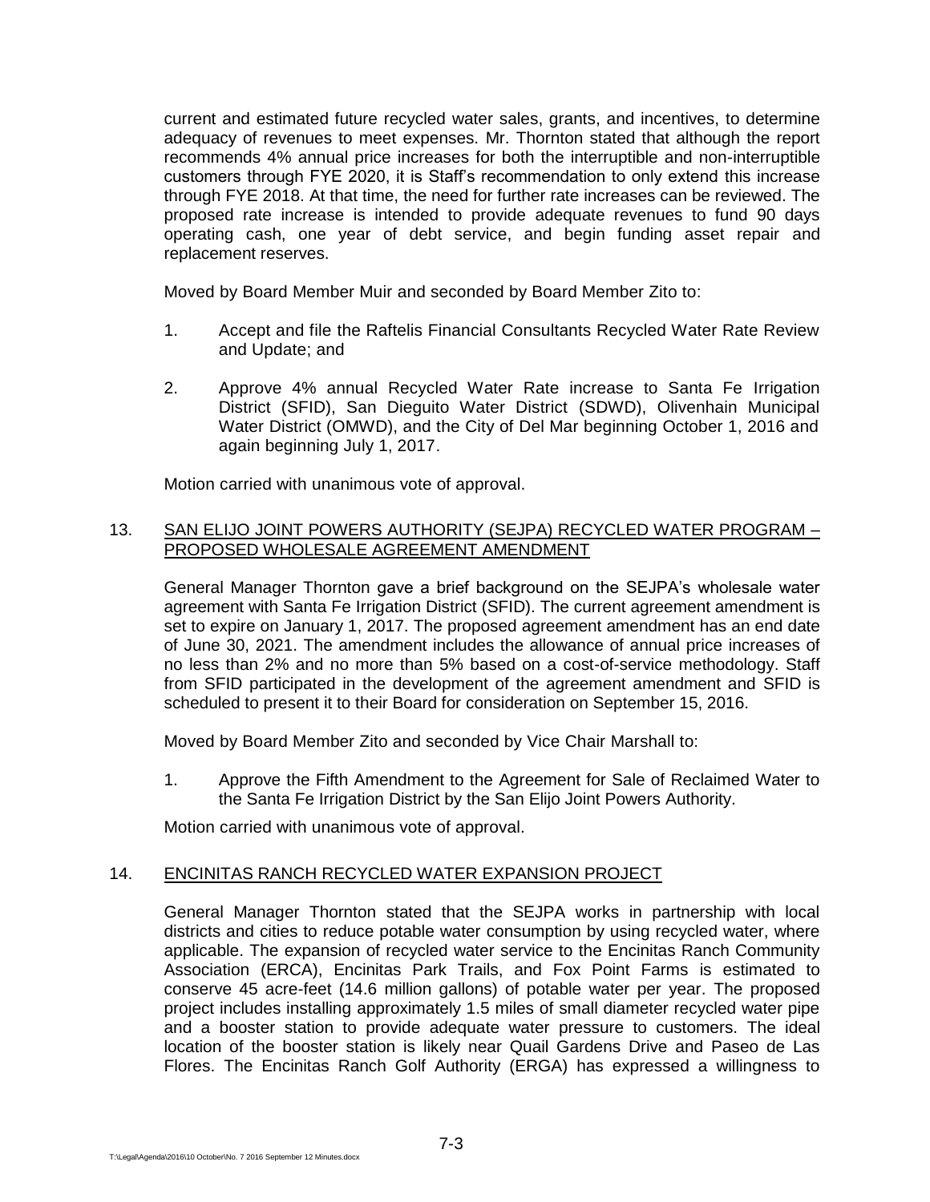current and estimated future recycled water sales, grants, and incentives, to determine adequacy of revenues to meet expenses. Mr. Thornton stated that although the report recommends 4% annual price increases for both the interruptible and non-interruptible customers through FYE 2020, it is Staff's recommendation to only extend this increase through FYE 2018. At that time, the need for further rate increases can be reviewed. The proposed rate increase is intended to provide adequate revenues to fund 90 days operating cash, one year of debt service, and begin funding asset repair and replacement reserves.

Moved by Board Member Muir and seconded by Board Member Zito to:

1. Accept and file the Raftelis Financial Consultants Recycled Water Rate Review and Update; and

2. Approve 4% annual Recycled Water Rate increase to Santa Fe Irrigation District (SFID), San Dieguito Water District (SDWD), Olivenhain Municipal Water District (OMWD), and the City of Del Mar beginning October 1, 2016 and again beginning July 1, 2017.

Motion carried with unanimous vote of approval.

13. SAN ELIJO JOINT POWERS AUTHORITY (SEJPA) RECYCLED WATER PROGRAM – PROPOSED WHOLESALE AGREEMENT AMENDMENT

General Manager Thornton gave a brief background on the SEJPA's wholesale water agreement with Santa Fe Irrigation District (SFID). The current agreement amendment is set to expire on January 1, 2017. The proposed agreement amendment has an end date of June 30, 2021. The amendment includes the allowance of annual price increases of no less than 2% and no more than 5% based on a cost-of-service methodology. Staff from SFID participated in the development of the agreement amendment and SFID is scheduled to present it to their Board for consideration on September 15, 2016.

Moved by Board Member Zito and seconded by Vice Chair Marshall to:

1. Approve the Fifth Amendment to the Agreement for Sale of Reclaimed Water to the Santa Fe Irrigation District by the San Elijo Joint Powers Authority.

Motion carried with unanimous vote of approval.

14. ENCINITAS RANCH RECYCLED WATER EXPANSION PROJECT

General Manager Thornton stated that the SEJPA works in partnership with local districts and cities to reduce potable water consumption by using recycled water, where applicable. The expansion of recycled water service to the Encinitas Ranch Community Association (ERCA), Encinitas Park Trails, and Fox Point Farms is estimated to conserve 45 acre-feet (14.6 million gallons) of potable water per year. The proposed project includes installing approximately 1.5 miles of small diameter recycled water pipe and a booster station to provide adequate water pressure to customers. The ideal location of the booster station is likely near Quail Gardens Drive and Paseo de Las Flores. The Encinitas Ranch Golf Authority (ERGA) has expressed a willingness to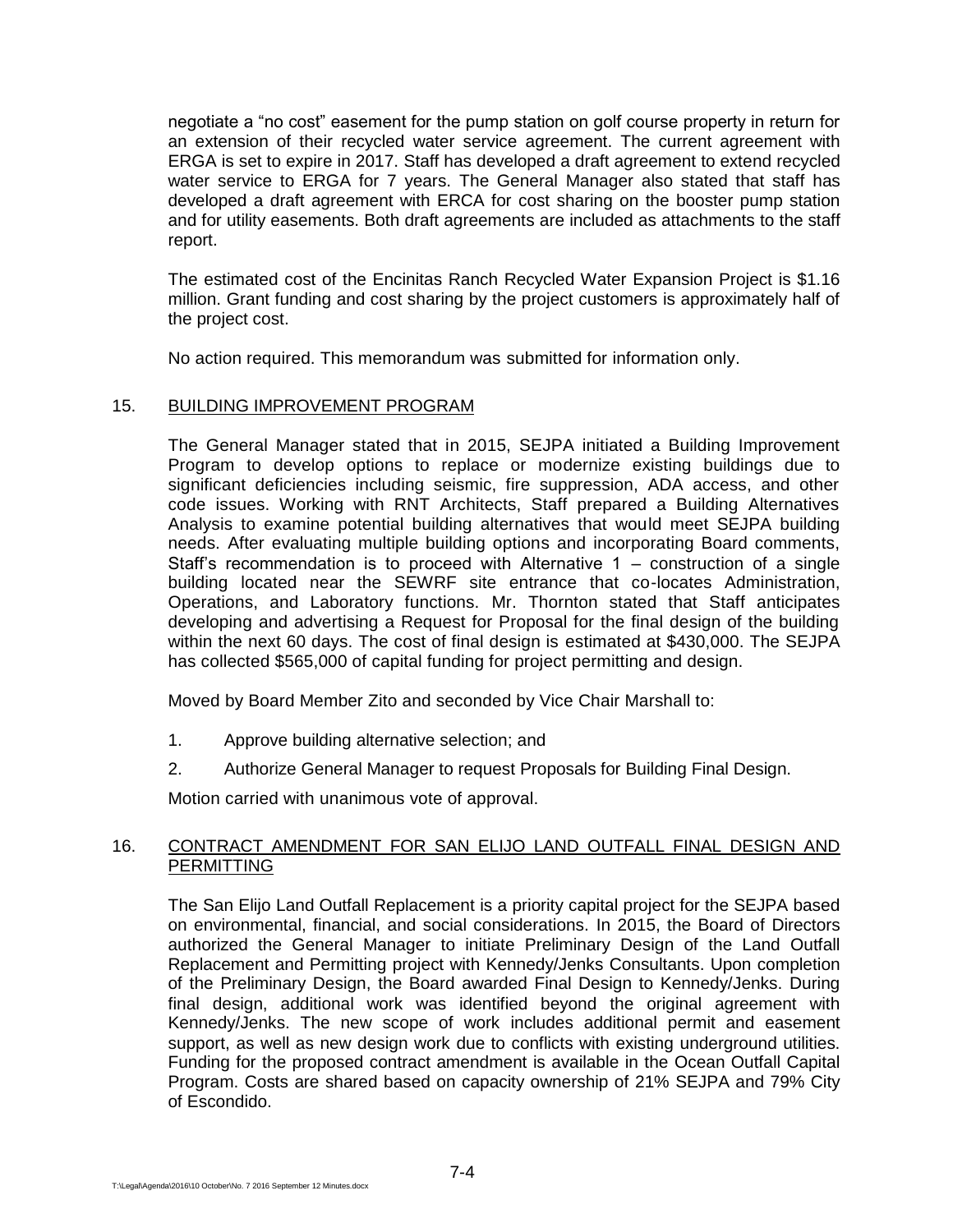negotiate a "no cost" easement for the pump station on golf course property in return for an extension of their recycled water service agreement. The current agreement with ERGA is set to expire in 2017. Staff has developed a draft agreement to extend recycled water service to ERGA for 7 years. The General Manager also stated that staff has developed a draft agreement with ERCA for cost sharing on the booster pump station and for utility easements. Both draft agreements are included as attachments to the staff report.

The estimated cost of the Encinitas Ranch Recycled Water Expansion Project is $1.16 million. Grant funding and cost sharing by the project customers is approximately half of the project cost.

No action required. This memorandum was submitted for information only.

15. BUILDING IMPROVEMENT PROGRAM

The General Manager stated that in 2015, SEJPA initiated a Building Improvement Program to develop options to replace or modernize existing buildings due to significant deficiencies including seismic, fire suppression, ADA access, and other code issues. Working with RNT Architects, Staff prepared a Building Alternatives Analysis to examine potential building alternatives that would meet SEJPA building needs. After evaluating multiple building options and incorporating Board comments, Staff's recommendation is to proceed with Alternative 1 – construction of a single building located near the SEWRF site entrance that co-locates Administration, Operations, and Laboratory functions. Mr. Thornton stated that Staff anticipates developing and advertising a Request for Proposal for the final design of the building within the next 60 days. The cost of final design is estimated at $430,000. The SEJPA has collected $565,000 of capital funding for project permitting and design.

Moved by Board Member Zito and seconded by Vice Chair Marshall to:

1. Approve building alternative selection; and
2. Authorize General Manager to request Proposals for Building Final Design.

Motion carried with unanimous vote of approval.

16. CONTRACT AMENDMENT FOR SAN ELIJO LAND OUTFALL FINAL DESIGN AND PERMITTING

The San Elijo Land Outfall Replacement is a priority capital project for the SEJPA based on environmental, financial, and social considerations. In 2015, the Board of Directors authorized the General Manager to initiate Preliminary Design of the Land Outfall Replacement and Permitting project with Kennedy/Jenks Consultants. Upon completion of the Preliminary Design, the Board awarded Final Design to Kennedy/Jenks. During final design, additional work was identified beyond the original agreement with Kennedy/Jenks. The new scope of work includes additional permit and easement support, as well as new design work due to conflicts with existing underground utilities. Funding for the proposed contract amendment is available in the Ocean Outfall Capital Program. Costs are shared based on capacity ownership of 21% SEJPA and 79% City of Escondido.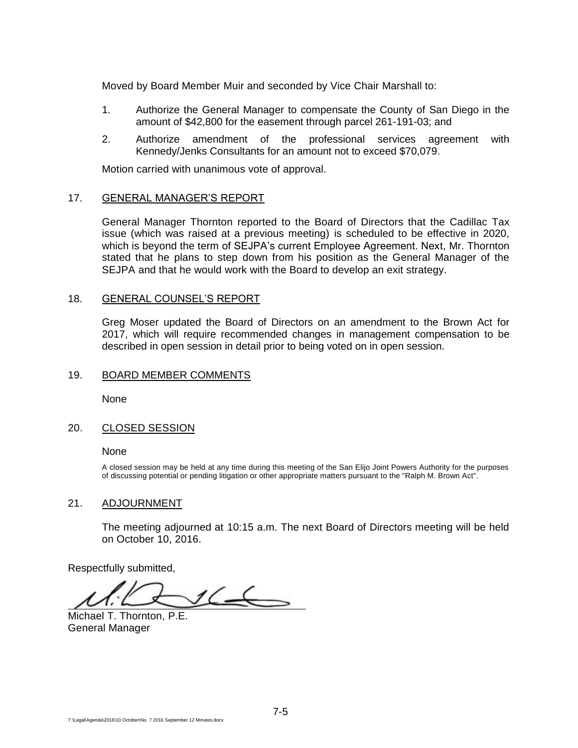Moved by Board Member Muir and seconded by Vice Chair Marshall to:

1. Authorize the General Manager to compensate the County of San Diego in the amount of $42,800 for the easement through parcel 261-191-03; and
2. Authorize amendment of the professional services agreement with Kennedy/Jenks Consultants for an amount not to exceed $70,079.

Motion carried with unanimous vote of approval.

## 17. GENERAL MANAGER'S REPORT

General Manager Thornton reported to the Board of Directors that the Cadillac Tax issue (which was raised at a previous meeting) is scheduled to be effective in 2020, which is beyond the term of SEJPA's current Employee Agreement. Next, Mr. Thornton stated that he plans to step down from his position as the General Manager of the SEJPA and that he would work with the Board to develop an exit strategy.

## 18. GENERAL COUNSEL'S REPORT

Greg Moser updated the Board of Directors on an amendment to the Brown Act for 2017, which will require recommended changes in management compensation to be described in open session in detail prior to being voted on in open session.

## 19. BOARD MEMBER COMMENTS

None

## 20. CLOSED SESSION

None

A closed session may be held at any time during this meeting of the San Elijo Joint Powers Authority for the purposes of discussing potential or pending litigation or other appropriate matters pursuant to the "Ralph M. Brown Act".

## 21. ADJOURNMENT

The meeting adjourned at 10:15 a.m. The next Board of Directors meeting will be held on October 10, 2016.

Respectfully submitted,

Michael T. Thornton, P.E.
General Manager